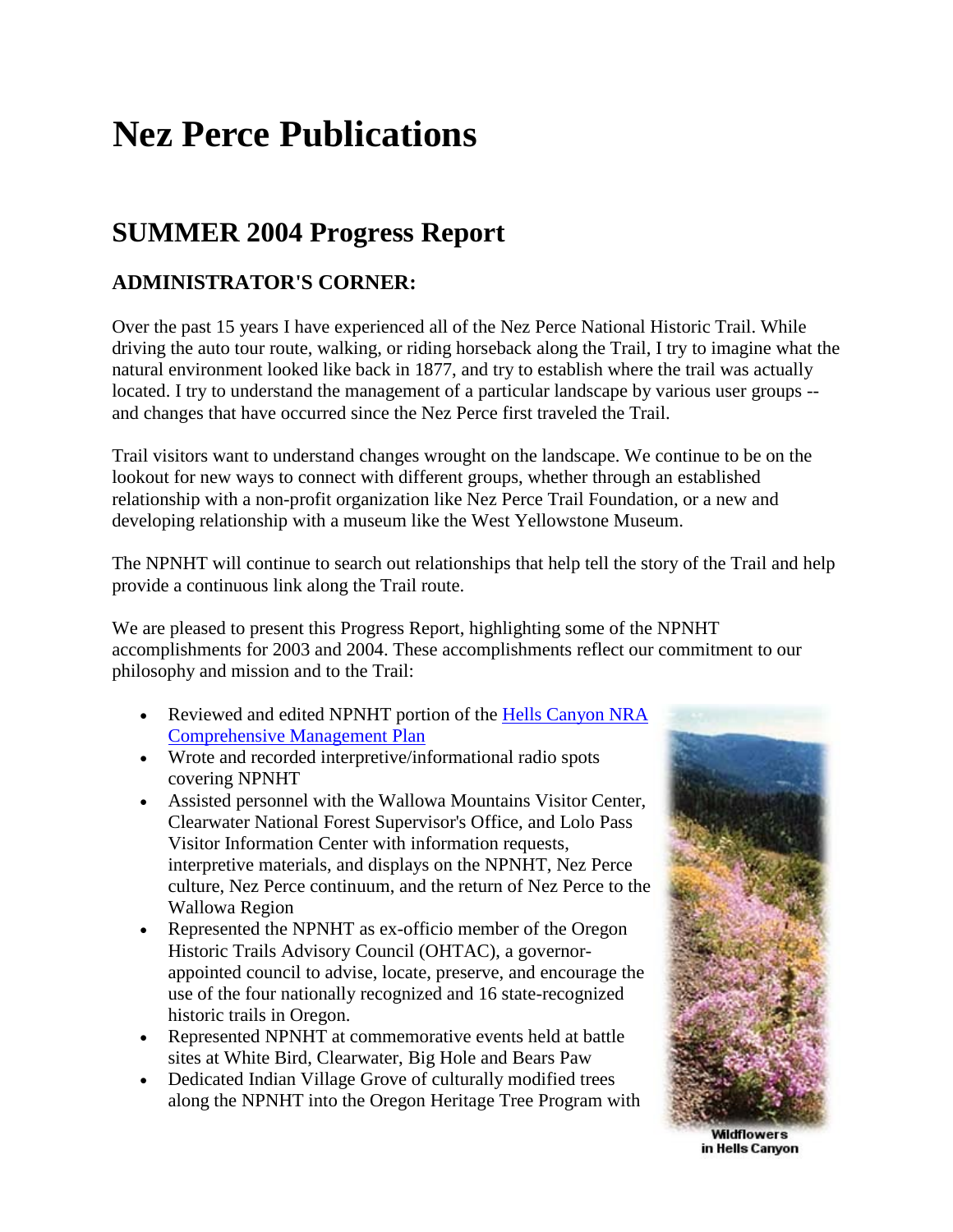# Nez Perce Publications

## SUMMER 2004 Progress Report

### ADMINISTRATOR'S CORNER:

Over the past 15 years I have experienced all of the Nez Perce National Historic Trail. While driving the auto tour route, walking, or riding horseback along the Trail, I try to imagine what the natural environment looked like back in 1877, and try to establish where the trail was actually located. I try to understand the management of a particular landscape by various user groups -- and changes that have occurred since the Nez Perce first traveled the Trail.

Trail visitors want to understand changes wrought on the landscape. We continue to be on the lookout for new ways to connect with different groups, whether through an established relationship with a non-profit organization like Nez Perce Trail Foundation, or a new and developing relationship with a museum like the West Yellowstone Museum.

The NPNHT will continue to search out relationships that help tell the story of the Trail and help provide a continuous link along the Trail route.

We are pleased to present this Progress Report, highlighting some of the NPNHT accomplishments for 2003 and 2004. These accomplishments reflect our commitment to our philosophy and mission and to the Trail:

- Reviewed and edited NPNHT portion of the Hells Canyon NRA Comprehensive Management Plan
- Wrote and recorded interpretive/informational radio spots covering NPNHT
- Assisted personnel with the Wallowa Mountains Visitor Center, Clearwater National Forest Supervisor's Office, and Lolo Pass Visitor Information Center with information requests, interpretive materials, and displays on the NPNHT, Nez Perce culture, Nez Perce continuum, and the return of Nez Perce to the Wallowa Region
- Represented the NPNHT as ex-officio member of the Oregon Historic Trails Advisory Council (OHTAC), a governor-appointed council to advise, locate, preserve, and encourage the use of the four nationally recognized and 16 state-recognized historic trails in Oregon.
- Represented NPNHT at commemorative events held at battle sites at White Bird, Clearwater, Big Hole and Bears Paw
- Dedicated Indian Village Grove of culturally modified trees along the NPNHT into the Oregon Heritage Tree Program with

Wildflowers in Hells Canyon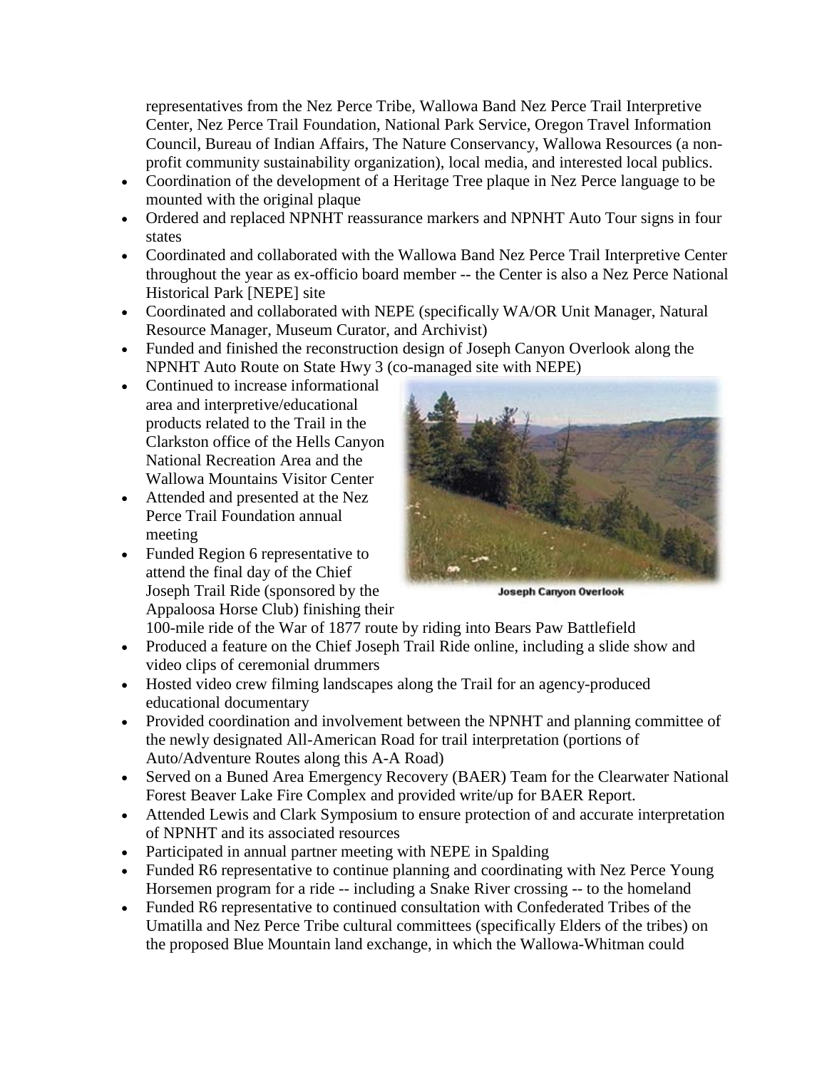representatives from the Nez Perce Tribe, Wallowa Band Nez Perce Trail Interpretive Center, Nez Perce Trail Foundation, National Park Service, Oregon Travel Information Council, Bureau of Indian Affairs, The Nature Conservancy, Wallowa Resources (a non-profit community sustainability organization), local media, and interested local publics.

- Coordination of the development of a Heritage Tree plaque in Nez Perce language to be mounted with the original plaque
- Ordered and replaced NPNHT reassurance markers and NPNHT Auto Tour signs in four states
- Coordinated and collaborated with the Wallowa Band Nez Perce Trail Interpretive Center throughout the year as ex-officio board member -- the Center is also a Nez Perce National Historical Park [NEPE] site
- Coordinated and collaborated with NEPE (specifically WA/OR Unit Manager, Natural Resource Manager, Museum Curator, and Archivist)
- Funded and finished the reconstruction design of Joseph Canyon Overlook along the NPNHT Auto Route on State Hwy 3 (co-managed site with NEPE)
- Continued to increase informational area and interpretive/educational products related to the Trail in the Clarkston office of the Hells Canyon National Recreation Area and the Wallowa Mountains Visitor Center
- Attended and presented at the Nez Perce Trail Foundation annual meeting
- Funded Region 6 representative to attend the final day of the Chief Joseph Trail Ride (sponsored by the Appaloosa Horse Club) finishing their 100-mile ride of the War of 1877 route by riding into Bears Paw Battlefield
- Produced a feature on the Chief Joseph Trail Ride online, including a slide show and video clips of ceremonial drummers
- Hosted video crew filming landscapes along the Trail for an agency-produced educational documentary
- Provided coordination and involvement between the NPNHT and planning committee of the newly designated All-American Road for trail interpretation (portions of Auto/Adventure Routes along this A-A Road)
- Served on a Buned Area Emergency Recovery (BAER) Team for the Clearwater National Forest Beaver Lake Fire Complex and provided write/up for BAER Report.
- Attended Lewis and Clark Symposium to ensure protection of and accurate interpretation of NPNHT and its associated resources
- Participated in annual partner meeting with NEPE in Spalding
- Funded R6 representative to continue planning and coordinating with Nez Perce Young Horsemen program for a ride -- including a Snake River crossing -- to the homeland
- Funded R6 representative to continued consultation with Confederated Tribes of the Umatilla and Nez Perce Tribe cultural committees (specifically Elders of the tribes) on the proposed Blue Mountain land exchange, in which the Wallowa-Whitman could

Joseph Canyon Overlook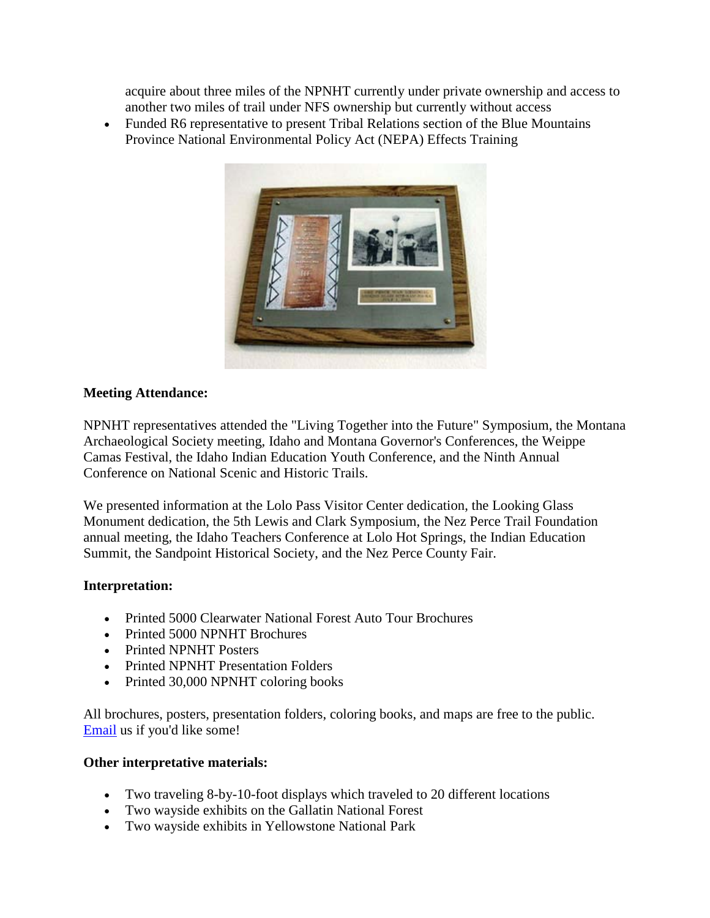acquire about three miles of the NPNHT currently under private ownership and access to another two miles of trail under NFS ownership but currently without access

- Funded R6 representative to present Tribal Relations section of the Blue Mountains Province National Environmental Policy Act (NEPA) Effects Training

**Meeting Attendance:**

NPNHT representatives attended the "Living Together into the Future" Symposium, the Montana Archaeological Society meeting, Idaho and Montana Governor's Conferences, the Weippe Camas Festival, the Idaho Indian Education Youth Conference, and the Ninth Annual Conference on National Scenic and Historic Trails.

We presented information at the Lolo Pass Visitor Center dedication, the Looking Glass Monument dedication, the 5th Lewis and Clark Symposium, the Nez Perce Trail Foundation annual meeting, the Idaho Teachers Conference at Lolo Hot Springs, the Indian Education Summit, the Sandpoint Historical Society, and the Nez Perce County Fair.

**Interpretation:**

- Printed 5000 Clearwater National Forest Auto Tour Brochures
- Printed 5000 NPNHT Brochures
- Printed NPNHT Posters
- Printed NPNHT Presentation Folders
- Printed 30,000 NPNHT coloring books

All brochures, posters, presentation folders, coloring books, and maps are free to the public. Email us if you'd like some!

**Other interpretative materials:**

- Two traveling 8-by-10-foot displays which traveled to 20 different locations
- Two wayside exhibits on the Gallatin National Forest
- Two wayside exhibits in Yellowstone National Park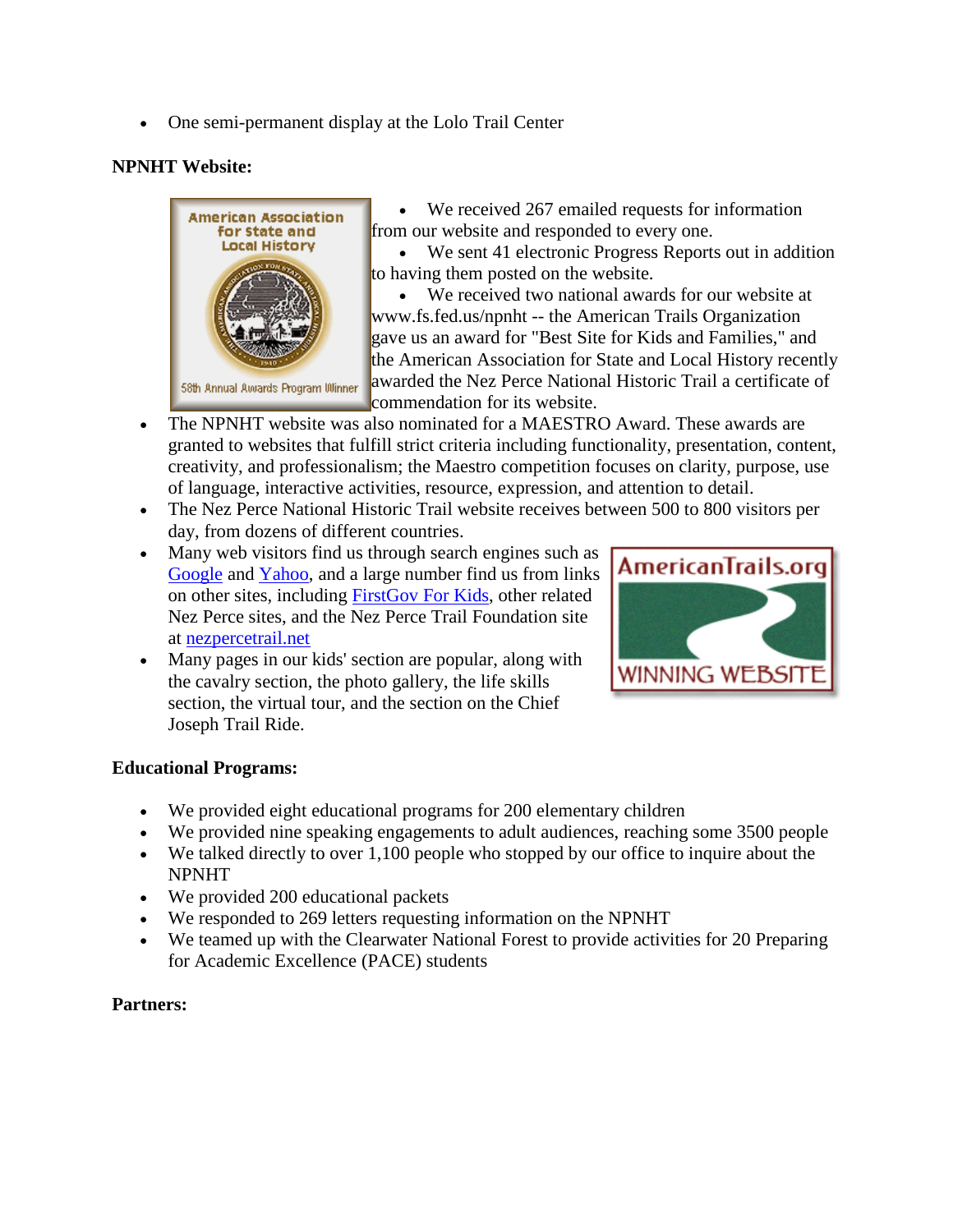- One semi-permanent display at the Lolo Trail Center

**NPNHT Website:**

- We received 267 emailed requests for information from our website and responded to every one.
- We sent 41 electronic Progress Reports out in addition to having them posted on the website.
- We received two national awards for our website at www.fs.fed.us/npnht -- the American Trails Organization gave us an award for "Best Site for Kids and Families," and the American Association for State and Local History recently awarded the Nez Perce National Historic Trail a certificate of commendation for its website.
- The NPNHT website was also nominated for a MAESTRO Award. These awards are granted to websites that fulfill strict criteria including functionality, presentation, content, creativity, and professionalism; the Maestro competition focuses on clarity, purpose, use of language, interactive activities, resource, expression, and attention to detail.
- The Nez Perce National Historic Trail website receives between 500 to 800 visitors per day, from dozens of different countries.
- Many web visitors find us through search engines such as Google and Yahoo, and a large number find us from links on other sites, including FirstGov For Kids, other related Nez Perce sites, and the Nez Perce Trail Foundation site at nezpercetrail.net
- Many pages in our kids' section are popular, along with the cavalry section, the photo gallery, the life skills section, the virtual tour, and the section on the Chief Joseph Trail Ride.

**Educational Programs:**

- We provided eight educational programs for 200 elementary children
- We provided nine speaking engagements to adult audiences, reaching some 3500 people
- We talked directly to over 1,100 people who stopped by our office to inquire about the NPNHT
- We provided 200 educational packets
- We responded to 269 letters requesting information on the NPNHT
- We teamed up with the Clearwater National Forest to provide activities for 20 Preparing for Academic Excellence (PACE) students

**Partners:**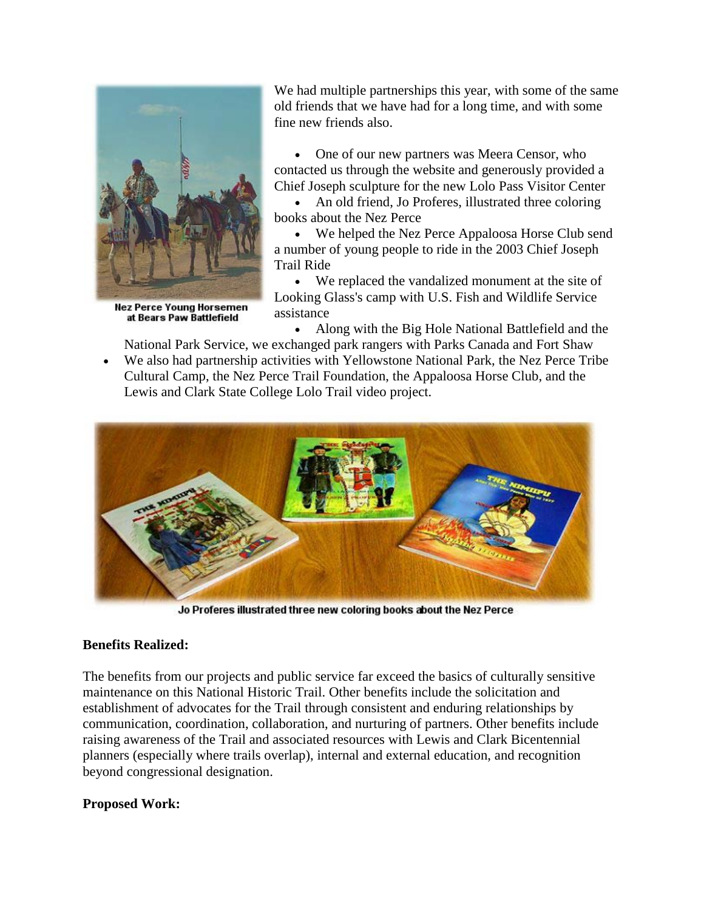Nez Perce Young Horsemen at Bears Paw Battlefield

We had multiple partnerships this year, with some of the same old friends that we have had for a long time, and with some fine new friends also.

- One of our new partners was Meera Censor, who contacted us through the website and generously provided a Chief Joseph sculpture for the new Lolo Pass Visitor Center
- An old friend, Jo Proferes, illustrated three coloring books about the Nez Perce
- We helped the Nez Perce Appaloosa Horse Club send a number of young people to ride in the 2003 Chief Joseph Trail Ride
- We replaced the vandalized monument at the site of Looking Glass's camp with U.S. Fish and Wildlife Service assistance
- Along with the Big Hole National Battlefield and the National Park Service, we exchanged park rangers with Parks Canada and Fort Shaw
- We also had partnership activities with Yellowstone National Park, the Nez Perce Tribe Cultural Camp, the Nez Perce Trail Foundation, the Appaloosa Horse Club, and the Lewis and Clark State College Lolo Trail video project.

Jo Proferes illustrated three new coloring books about the Nez Perce

**Benefits Realized:**

The benefits from our projects and public service far exceed the basics of culturally sensitive maintenance on this National Historic Trail. Other benefits include the solicitation and establishment of advocates for the Trail through consistent and enduring relationships by communication, coordination, collaboration, and nurturing of partners. Other benefits include raising awareness of the Trail and associated resources with Lewis and Clark Bicentennial planners (especially where trails overlap), internal and external education, and recognition beyond congressional designation.

**Proposed Work:**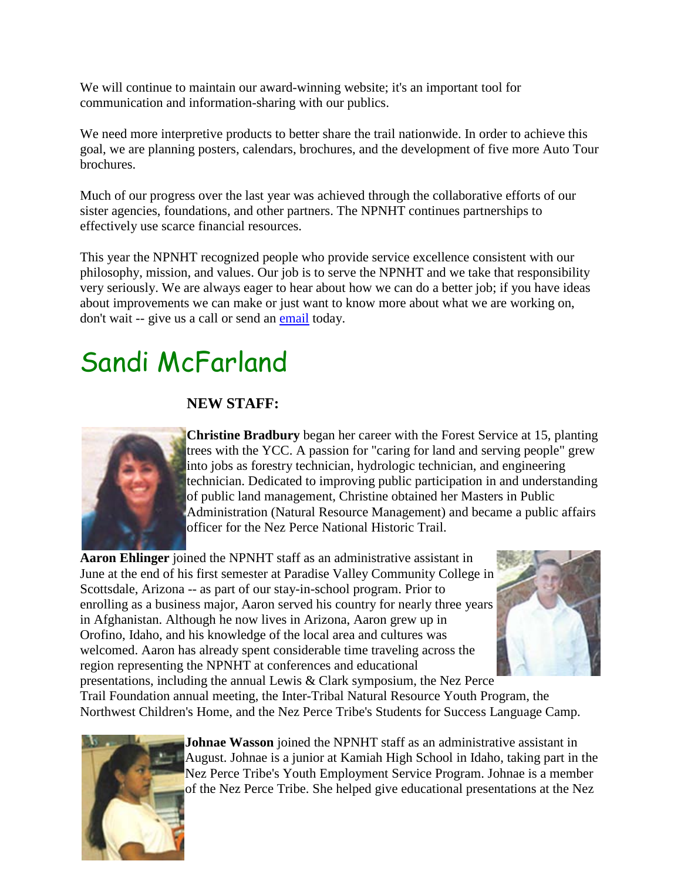We will continue to maintain our award-winning website; it's an important tool for communication and information-sharing with our publics.

We need more interpretive products to better share the trail nationwide. In order to achieve this goal, we are planning posters, calendars, brochures, and the development of five more Auto Tour brochures.

Much of our progress over the last year was achieved through the collaborative efforts of our sister agencies, foundations, and other partners. The NPNHT continues partnerships to effectively use scarce financial resources.

This year the NPNHT recognized people who provide service excellence consistent with our philosophy, mission, and values. Our job is to serve the NPNHT and we take that responsibility very seriously. We are always eager to hear about how we can do a better job; if you have ideas about improvements we can make or just want to know more about what we are working on, don't wait -- give us a call or send an email today.

# Sandi McFarland

### NEW STAFF:

**Christine Bradbury** began her career with the Forest Service at 15, planting trees with the YCC. A passion for "caring for land and serving people" grew into jobs as forestry technician, hydrologic technician, and engineering technician. Dedicated to improving public participation in and understanding of public land management, Christine obtained her Masters in Public Administration (Natural Resource Management) and became a public affairs officer for the Nez Perce National Historic Trail.

**Aaron Ehlinger** joined the NPNHT staff as an administrative assistant in June at the end of his first semester at Paradise Valley Community College in Scottsdale, Arizona -- as part of our stay-in-school program. Prior to enrolling as a business major, Aaron served his country for nearly three years in Afghanistan. Although he now lives in Arizona, Aaron grew up in Orofino, Idaho, and his knowledge of the local area and cultures was welcomed. Aaron has already spent considerable time traveling across the region representing the NPNHT at conferences and educational presentations, including the annual Lewis & Clark symposium, the Nez Perce Trail Foundation annual meeting, the Inter-Tribal Natural Resource Youth Program, the Northwest Children's Home, and the Nez Perce Tribe's Students for Success Language Camp.

**Johnae Wasson** joined the NPNHT staff as an administrative assistant in August. Johnae is a junior at Kamiah High School in Idaho, taking part in the Nez Perce Tribe's Youth Employment Service Program. Johnae is a member of the Nez Perce Tribe. She helped give educational presentations at the Nez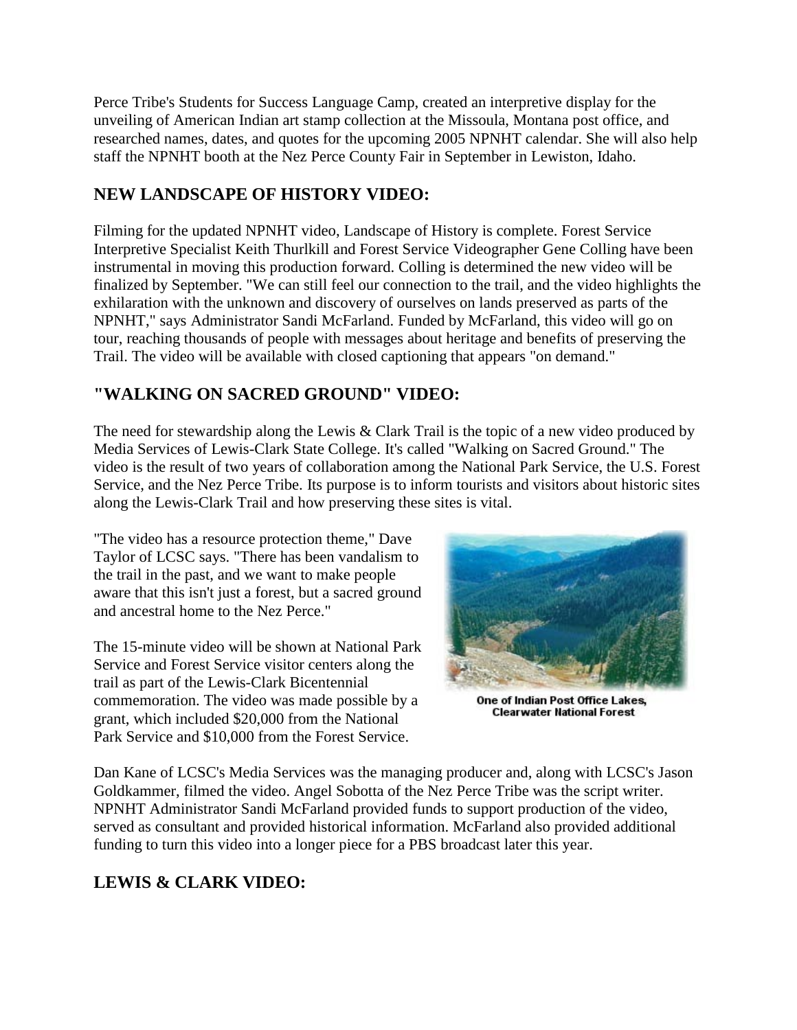Perce Tribe's Students for Success Language Camp, created an interpretive display for the unveiling of American Indian art stamp collection at the Missoula, Montana post office, and researched names, dates, and quotes for the upcoming 2005 NPNHT calendar. She will also help staff the NPNHT booth at the Nez Perce County Fair in September in Lewiston, Idaho.

## NEW LANDSCAPE OF HISTORY VIDEO:

Filming for the updated NPNHT video, Landscape of History is complete. Forest Service Interpretive Specialist Keith Thurlkill and Forest Service Videographer Gene Colling have been instrumental in moving this production forward. Colling is determined the new video will be finalized by September. "We can still feel our connection to the trail, and the video highlights the exhilaration with the unknown and discovery of ourselves on lands preserved as parts of the NPNHT," says Administrator Sandi McFarland. Funded by McFarland, this video will go on tour, reaching thousands of people with messages about heritage and benefits of preserving the Trail. The video will be available with closed captioning that appears "on demand."

## "WALKING ON SACRED GROUND" VIDEO:

The need for stewardship along the Lewis & Clark Trail is the topic of a new video produced by Media Services of Lewis-Clark State College. It's called "Walking on Sacred Ground." The video is the result of two years of collaboration among the National Park Service, the U.S. Forest Service, and the Nez Perce Tribe. Its purpose is to inform tourists and visitors about historic sites along the Lewis-Clark Trail and how preserving these sites is vital.

"The video has a resource protection theme," Dave Taylor of LCSC says. "There has been vandalism to the trail in the past, and we want to make people aware that this isn't just a forest, but a sacred ground and ancestral home to the Nez Perce."

The 15-minute video will be shown at National Park Service and Forest Service visitor centers along the trail as part of the Lewis-Clark Bicentennial commemoration. The video was made possible by a grant, which included $20,000 from the National Park Service and $10,000 from the Forest Service.

**One of Indian Post Office Lakes, Clearwater National Forest**

Dan Kane of LCSC's Media Services was the managing producer and, along with LCSC's Jason Goldkammer, filmed the video. Angel Sobotta of the Nez Perce Tribe was the script writer. NPNHT Administrator Sandi McFarland provided funds to support production of the video, served as consultant and provided historical information. McFarland also provided additional funding to turn this video into a longer piece for a PBS broadcast later this year.

## LEWIS & CLARK VIDEO: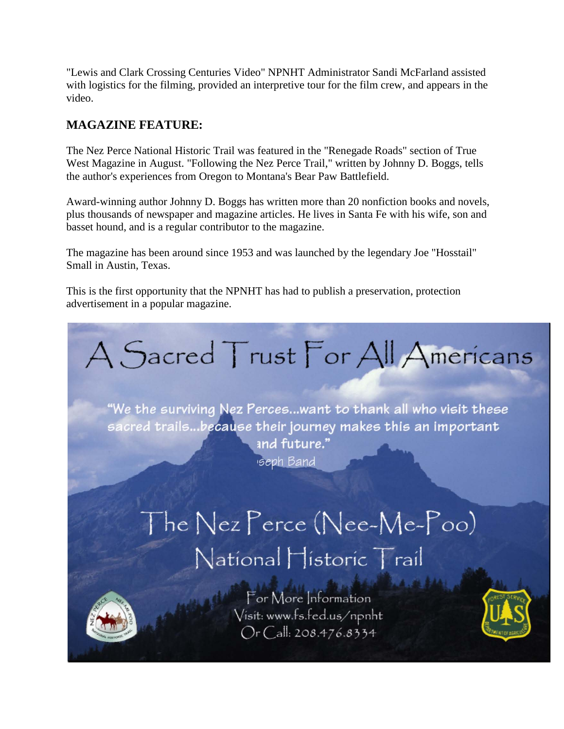"Lewis and Clark Crossing Centuries Video" NPNHT Administrator Sandi McFarland assisted with logistics for the filming, provided an interpretive tour for the film crew, and appears in the video.

## MAGAZINE FEATURE:

The Nez Perce National Historic Trail was featured in the "Renegade Roads" section of True West Magazine in August. "Following the Nez Perce Trail," written by Johnny D. Boggs, tells the author's experiences from Oregon to Montana's Bear Paw Battlefield.

Award-winning author Johnny D. Boggs has written more than 20 nonfiction books and novels, plus thousands of newspaper and magazine articles. He lives in Santa Fe with his wife, son and basset hound, and is a regular contributor to the magazine.

The magazine has been around since 1953 and was launched by the legendary Joe "Hosstail" Small in Austin, Texas.

This is the first opportunity that the NPNHT has had to publish a preservation, protection advertisement in a popular magazine.

A Sacred Trust For All Americans

"We the surviving Nez Perces...want to thank all who visit these sacred trails...because their journey makes this an important and future."

seph Band

The Nez Perce (Nee-Me-Poo) National Historic Trail

For More Information
Visit: www.fs.fed.us/npnht
Or Call: 208.476.8334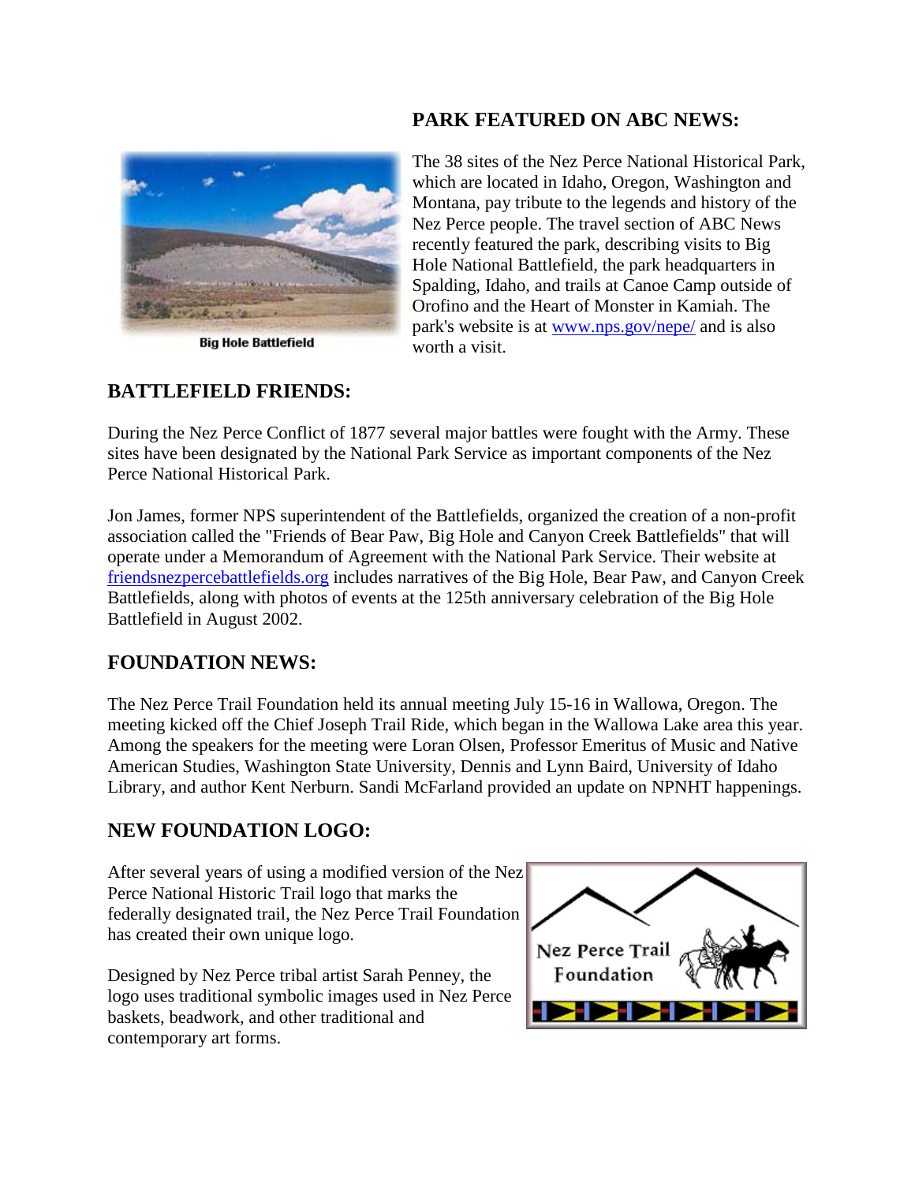## PARK FEATURED ON ABC NEWS:

Big Hole Battlefield

The 38 sites of the Nez Perce National Historical Park, which are located in Idaho, Oregon, Washington and Montana, pay tribute to the legends and history of the Nez Perce people. The travel section of ABC News recently featured the park, describing visits to Big Hole National Battlefield, the park headquarters in Spalding, Idaho, and trails at Canoe Camp outside of Orofino and the Heart of Monster in Kamiah. The park's website is at www.nps.gov/nepe/ and is also worth a visit.

## BATTLEFIELD FRIENDS:

During the Nez Perce Conflict of 1877 several major battles were fought with the Army. These sites have been designated by the National Park Service as important components of the Nez Perce National Historical Park.

Jon James, former NPS superintendent of the Battlefields, organized the creation of a non-profit association called the "Friends of Bear Paw, Big Hole and Canyon Creek Battlefields" that will operate under a Memorandum of Agreement with the National Park Service. Their website at friendsnezpercebattlefields.org includes narratives of the Big Hole, Bear Paw, and Canyon Creek Battlefields, along with photos of events at the 125th anniversary celebration of the Big Hole Battlefield in August 2002.

## FOUNDATION NEWS:

The Nez Perce Trail Foundation held its annual meeting July 15-16 in Wallowa, Oregon. The meeting kicked off the Chief Joseph Trail Ride, which began in the Wallowa Lake area this year. Among the speakers for the meeting were Loran Olsen, Professor Emeritus of Music and Native American Studies, Washington State University, Dennis and Lynn Baird, University of Idaho Library, and author Kent Nerburn. Sandi McFarland provided an update on NPNHT happenings.

## NEW FOUNDATION LOGO:

After several years of using a modified version of the Nez Perce National Historic Trail logo that marks the federally designated trail, the Nez Perce Trail Foundation has created their own unique logo.

Designed by Nez Perce tribal artist Sarah Penney, the logo uses traditional symbolic images used in Nez Perce baskets, beadwork, and other traditional and contemporary art forms.

Nez Perce Trail Foundation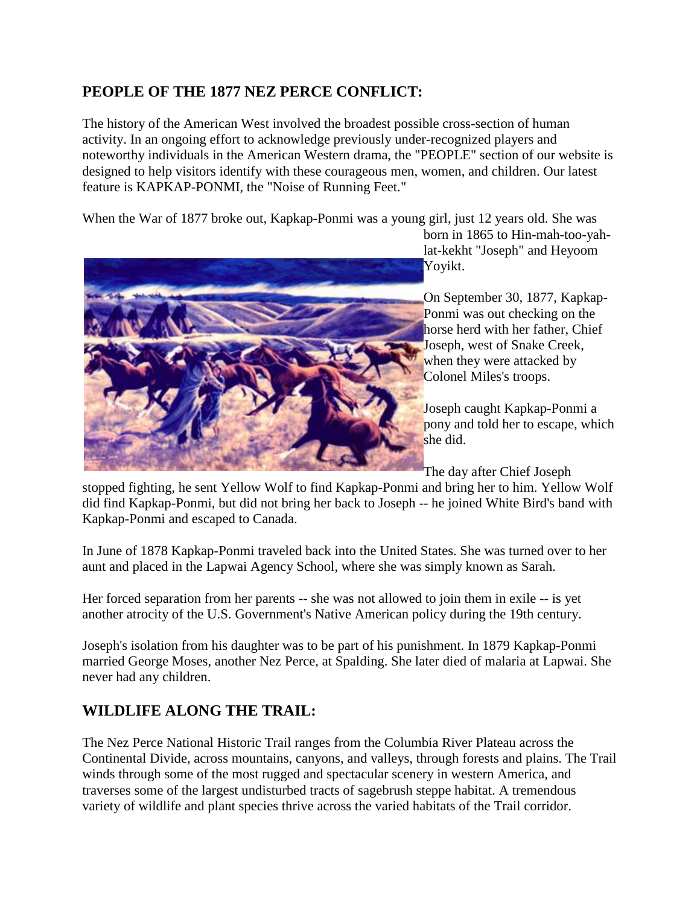## PEOPLE OF THE 1877 NEZ PERCE CONFLICT:

The history of the American West involved the broadest possible cross-section of human activity. In an ongoing effort to acknowledge previously under-recognized players and noteworthy individuals in the American Western drama, the "PEOPLE" section of our website is designed to help visitors identify with these courageous men, women, and children. Our latest feature is KAPKAP-PONMI, the "Noise of Running Feet."

When the War of 1877 broke out, Kapkap-Ponmi was a young girl, just 12 years old. She was born in 1865 to Hin-mah-too-yah-lat-kekht "Joseph" and Heyoom Yoyikt.

On September 30, 1877, Kapkap-Ponmi was out checking on the horse herd with her father, Chief Joseph, west of Snake Creek, when they were attacked by Colonel Miles's troops.

Joseph caught Kapkap-Ponmi a pony and told her to escape, which she did.

The day after Chief Joseph stopped fighting, he sent Yellow Wolf to find Kapkap-Ponmi and bring her to him. Yellow Wolf did find Kapkap-Ponmi, but did not bring her back to Joseph -- he joined White Bird's band with Kapkap-Ponmi and escaped to Canada.

In June of 1878 Kapkap-Ponmi traveled back into the United States. She was turned over to her aunt and placed in the Lapwai Agency School, where she was simply known as Sarah.

Her forced separation from her parents -- she was not allowed to join them in exile -- is yet another atrocity of the U.S. Government's Native American policy during the 19th century.

Joseph's isolation from his daughter was to be part of his punishment. In 1879 Kapkap-Ponmi married George Moses, another Nez Perce, at Spalding. She later died of malaria at Lapwai. She never had any children.

## WILDLIFE ALONG THE TRAIL:

The Nez Perce National Historic Trail ranges from the Columbia River Plateau across the Continental Divide, across mountains, canyons, and valleys, through forests and plains. The Trail winds through some of the most rugged and spectacular scenery in western America, and traverses some of the largest undisturbed tracts of sagebrush steppe habitat. A tremendous variety of wildlife and plant species thrive across the varied habitats of the Trail corridor.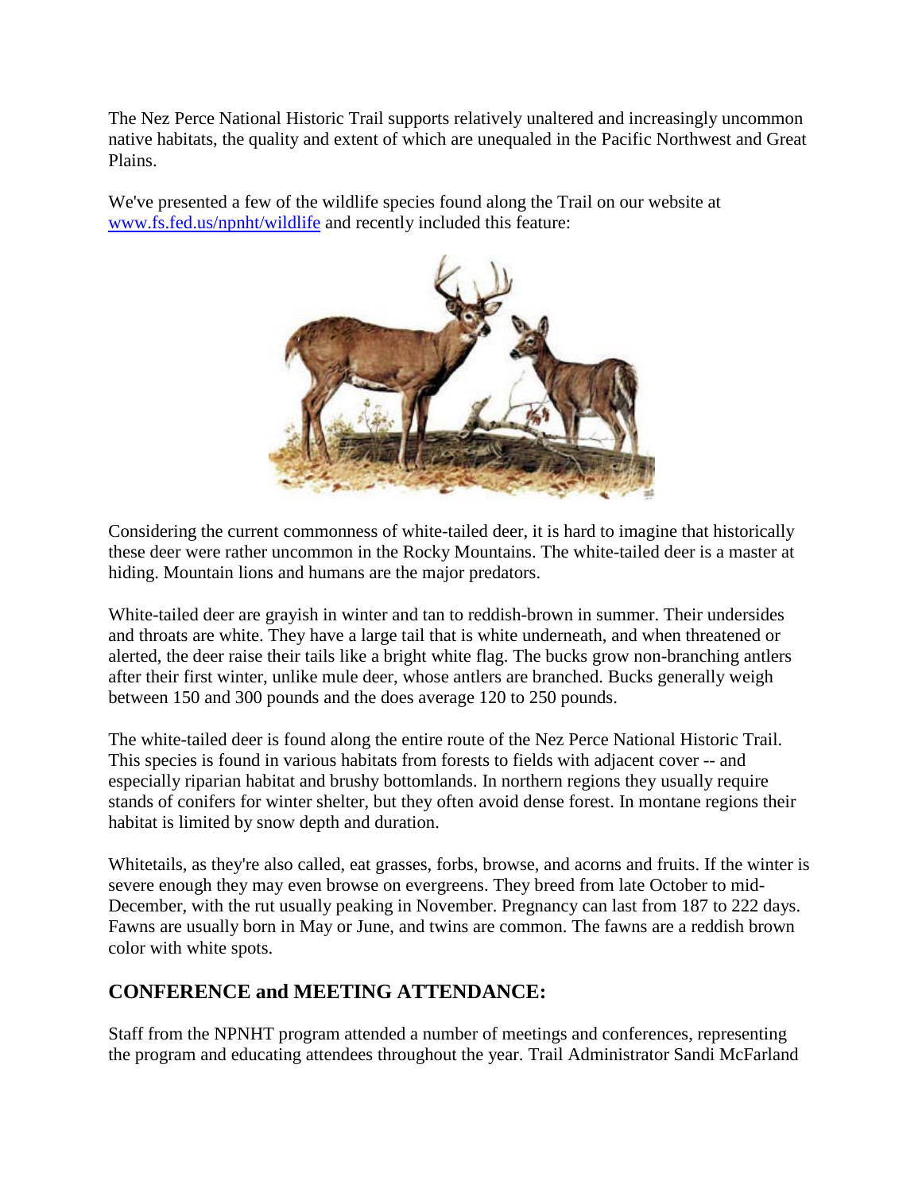The Nez Perce National Historic Trail supports relatively unaltered and increasingly uncommon native habitats, the quality and extent of which are unequaled in the Pacific Northwest and Great Plains.

We've presented a few of the wildlife species found along the Trail on our website at [www.fs.fed.us/npnht/wildlife](www.fs.fed.us/npnht/wildlife) and recently included this feature:

Considering the current commonness of white-tailed deer, it is hard to imagine that historically these deer were rather uncommon in the Rocky Mountains. The white-tailed deer is a master at hiding. Mountain lions and humans are the major predators.

White-tailed deer are grayish in winter and tan to reddish-brown in summer. Their undersides and throats are white. They have a large tail that is white underneath, and when threatened or alerted, the deer raise their tails like a bright white flag. The bucks grow non-branching antlers after their first winter, unlike mule deer, whose antlers are branched. Bucks generally weigh between 150 and 300 pounds and the does average 120 to 250 pounds.

The white-tailed deer is found along the entire route of the Nez Perce National Historic Trail. This species is found in various habitats from forests to fields with adjacent cover -- and especially riparian habitat and brushy bottomlands. In northern regions they usually require stands of conifers for winter shelter, but they often avoid dense forest. In montane regions their habitat is limited by snow depth and duration.

Whitetails, as they're also called, eat grasses, forbs, browse, and acorns and fruits. If the winter is severe enough they may even browse on evergreens. They breed from late October to mid-December, with the rut usually peaking in November. Pregnancy can last from 187 to 222 days. Fawns are usually born in May or June, and twins are common. The fawns are a reddish brown color with white spots.

## CONFERENCE and MEETING ATTENDANCE:

Staff from the NPNHT program attended a number of meetings and conferences, representing the program and educating attendees throughout the year. Trail Administrator Sandi McFarland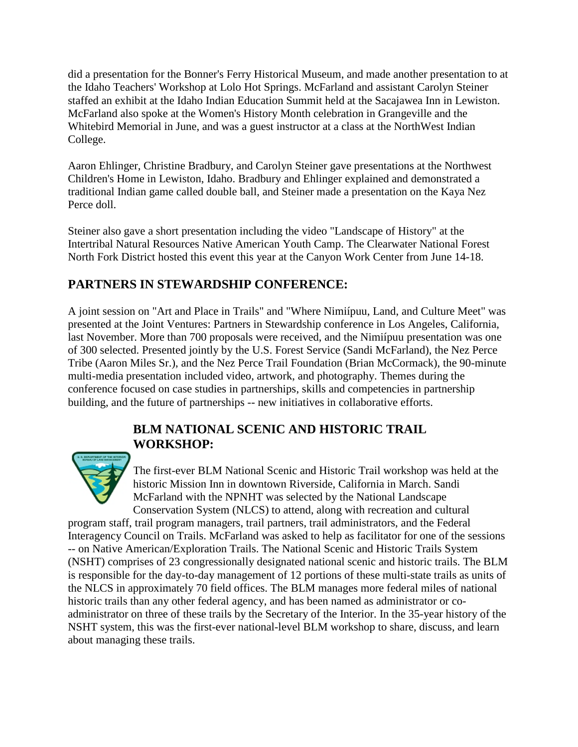did a presentation for the Bonner's Ferry Historical Museum, and made another presentation to at the Idaho Teachers' Workshop at Lolo Hot Springs. McFarland and assistant Carolyn Steiner staffed an exhibit at the Idaho Indian Education Summit held at the Sacajawea Inn in Lewiston. McFarland also spoke at the Women's History Month celebration in Grangeville and the Whitebird Memorial in June, and was a guest instructor at a class at the NorthWest Indian College.

Aaron Ehlinger, Christine Bradbury, and Carolyn Steiner gave presentations at the Northwest Children's Home in Lewiston, Idaho. Bradbury and Ehlinger explained and demonstrated a traditional Indian game called double ball, and Steiner made a presentation on the Kaya Nez Perce doll.

Steiner also gave a short presentation including the video "Landscape of History" at the Intertribal Natural Resources Native American Youth Camp. The Clearwater National Forest North Fork District hosted this event this year at the Canyon Work Center from June 14-18.

## PARTNERS IN STEWARDSHIP CONFERENCE:

A joint session on "Art and Place in Trails" and "Where Nimiípuu, Land, and Culture Meet" was presented at the Joint Ventures: Partners in Stewardship conference in Los Angeles, California, last November. More than 700 proposals were received, and the Nimiípuu presentation was one of 300 selected. Presented jointly by the U.S. Forest Service (Sandi McFarland), the Nez Perce Tribe (Aaron Miles Sr.), and the Nez Perce Trail Foundation (Brian McCormack), the 90-minute multi-media presentation included video, artwork, and photography. Themes during the conference focused on case studies in partnerships, skills and competencies in partnership building, and the future of partnerships -- new initiatives in collaborative efforts.

## BLM NATIONAL SCENIC AND HISTORIC TRAIL WORKSHOP:

The first-ever BLM National Scenic and Historic Trail workshop was held at the historic Mission Inn in downtown Riverside, California in March. Sandi McFarland with the NPNHT was selected by the National Landscape Conservation System (NLCS) to attend, along with recreation and cultural program staff, trail program managers, trail partners, trail administrators, and the Federal Interagency Council on Trails. McFarland was asked to help as facilitator for one of the sessions -- on Native American/Exploration Trails. The National Scenic and Historic Trails System (NSHT) comprises of 23 congressionally designated national scenic and historic trails. The BLM is responsible for the day-to-day management of 12 portions of these multi-state trails as units of the NLCS in approximately 70 field offices. The BLM manages more federal miles of national historic trails than any other federal agency, and has been named as administrator or co-administrator on three of these trails by the Secretary of the Interior. In the 35-year history of the NSHT system, this was the first-ever national-level BLM workshop to share, discuss, and learn about managing these trails.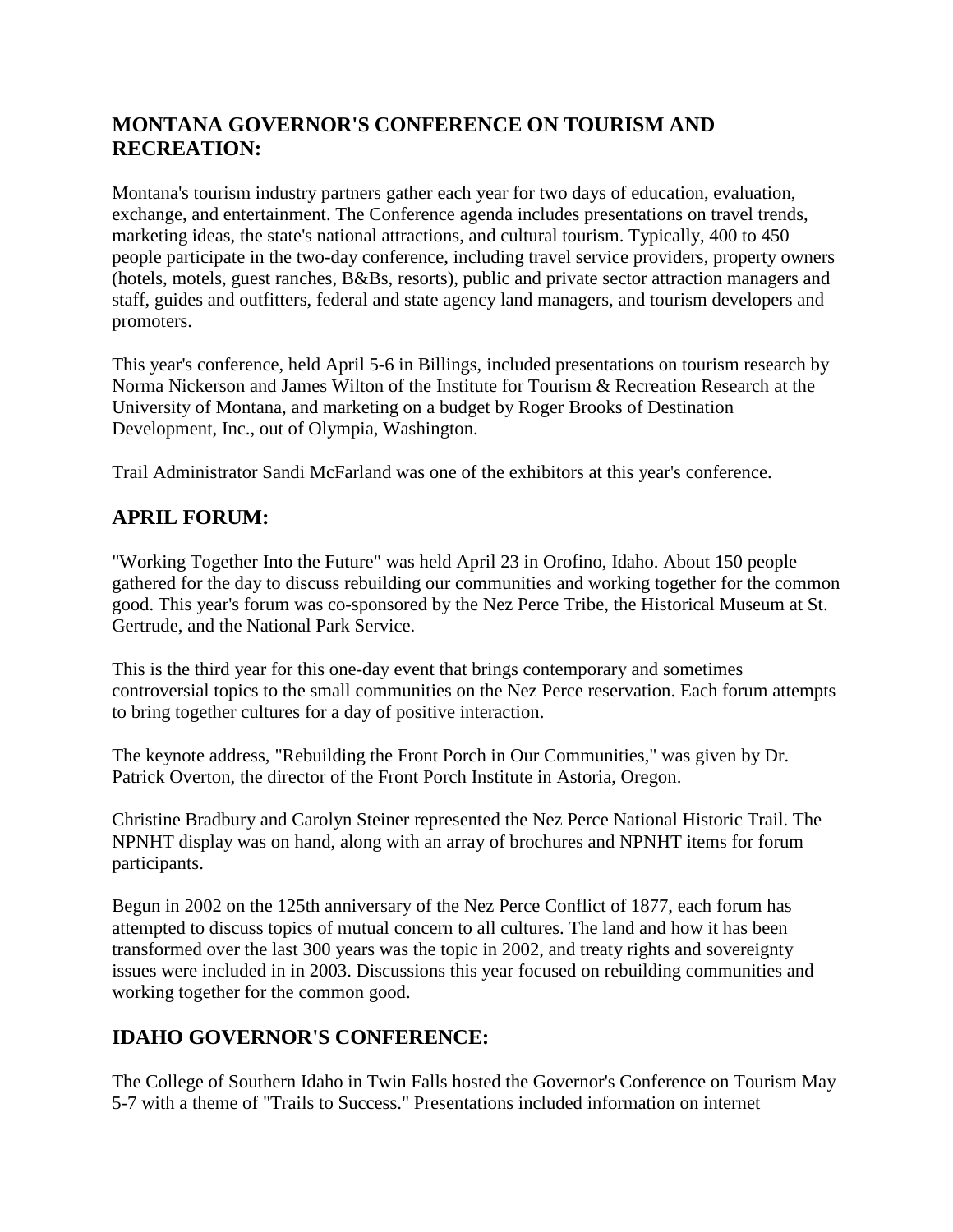## MONTANA GOVERNOR'S CONFERENCE ON TOURISM AND RECREATION:

Montana's tourism industry partners gather each year for two days of education, evaluation, exchange, and entertainment. The Conference agenda includes presentations on travel trends, marketing ideas, the state's national attractions, and cultural tourism. Typically, 400 to 450 people participate in the two-day conference, including travel service providers, property owners (hotels, motels, guest ranches, B&Bs, resorts), public and private sector attraction managers and staff, guides and outfitters, federal and state agency land managers, and tourism developers and promoters.

This year's conference, held April 5-6 in Billings, included presentations on tourism research by Norma Nickerson and James Wilton of the Institute for Tourism & Recreation Research at the University of Montana, and marketing on a budget by Roger Brooks of Destination Development, Inc., out of Olympia, Washington.

Trail Administrator Sandi McFarland was one of the exhibitors at this year's conference.

## APRIL FORUM:

"Working Together Into the Future" was held April 23 in Orofino, Idaho. About 150 people gathered for the day to discuss rebuilding our communities and working together for the common good. This year's forum was co-sponsored by the Nez Perce Tribe, the Historical Museum at St. Gertrude, and the National Park Service.

This is the third year for this one-day event that brings contemporary and sometimes controversial topics to the small communities on the Nez Perce reservation. Each forum attempts to bring together cultures for a day of positive interaction.

The keynote address, "Rebuilding the Front Porch in Our Communities," was given by Dr. Patrick Overton, the director of the Front Porch Institute in Astoria, Oregon.

Christine Bradbury and Carolyn Steiner represented the Nez Perce National Historic Trail. The NPNHT display was on hand, along with an array of brochures and NPNHT items for forum participants.

Begun in 2002 on the 125th anniversary of the Nez Perce Conflict of 1877, each forum has attempted to discuss topics of mutual concern to all cultures. The land and how it has been transformed over the last 300 years was the topic in 2002, and treaty rights and sovereignty issues were included in in 2003. Discussions this year focused on rebuilding communities and working together for the common good.

## IDAHO GOVERNOR'S CONFERENCE:

The College of Southern Idaho in Twin Falls hosted the Governor's Conference on Tourism May 5-7 with a theme of "Trails to Success." Presentations included information on internet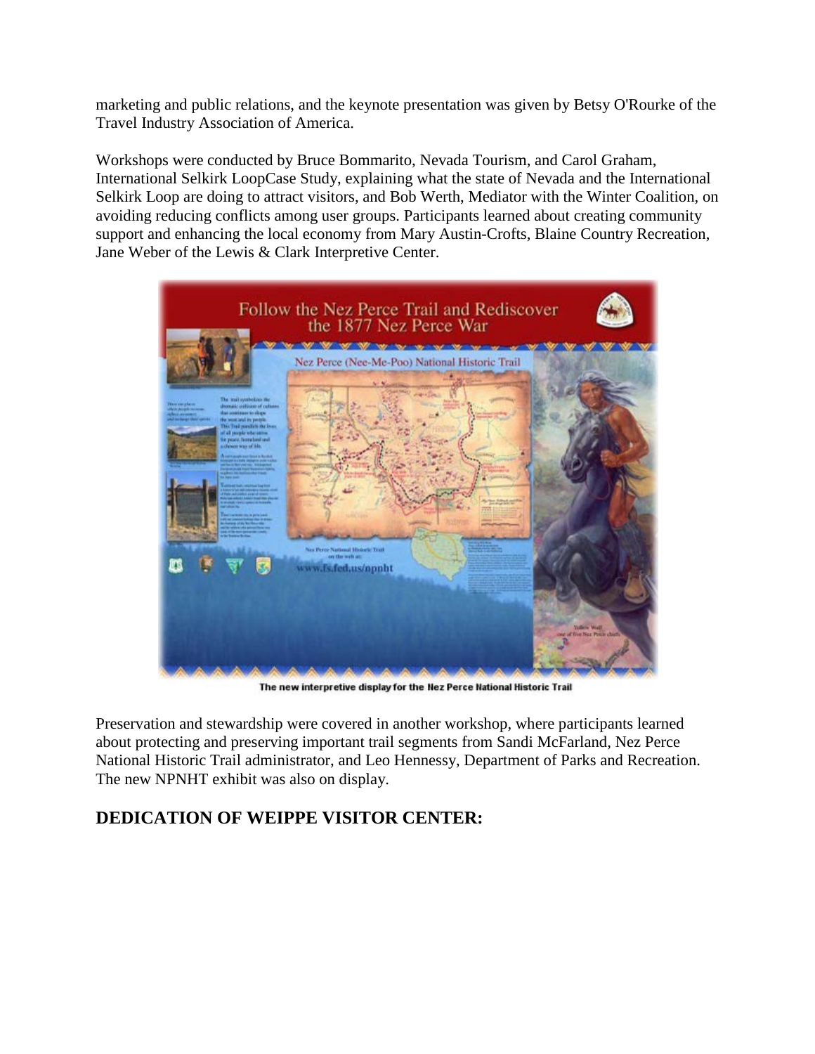marketing and public relations, and the keynote presentation was given by Betsy O'Rourke of the Travel Industry Association of America.

Workshops were conducted by Bruce Bommarito, Nevada Tourism, and Carol Graham, International Selkirk LoopCase Study, explaining what the state of Nevada and the International Selkirk Loop are doing to attract visitors, and Bob Werth, Mediator with the Winter Coalition, on avoiding reducing conflicts among user groups. Participants learned about creating community support and enhancing the local economy from Mary Austin-Crofts, Blaine Country Recreation, Jane Weber of the Lewis & Clark Interpretive Center.

The new interpretive display for the Nez Perce National Historic Trail

Preservation and stewardship were covered in another workshop, where participants learned about protecting and preserving important trail segments from Sandi McFarland, Nez Perce National Historic Trail administrator, and Leo Hennessy, Department of Parks and Recreation. The new NPNHT exhibit was also on display.

## DEDICATION OF WEIPPE VISITOR CENTER: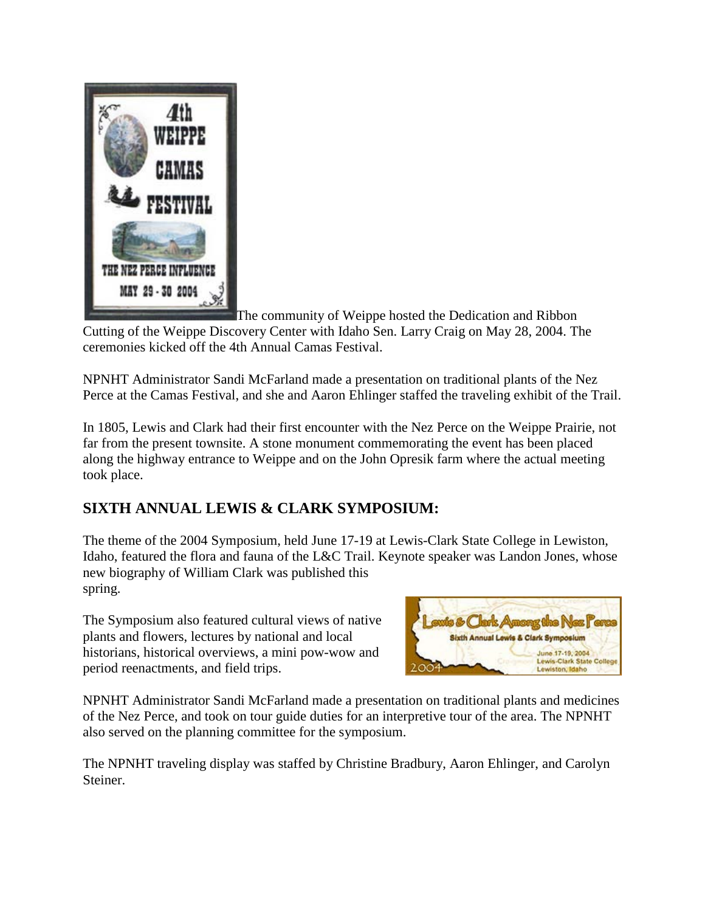The community of Weippe hosted the Dedication and Ribbon Cutting of the Weippe Discovery Center with Idaho Sen. Larry Craig on May 28, 2004. The ceremonies kicked off the 4th Annual Camas Festival.

NPNHT Administrator Sandi McFarland made a presentation on traditional plants of the Nez Perce at the Camas Festival, and she and Aaron Ehlinger staffed the traveling exhibit of the Trail.

In 1805, Lewis and Clark had their first encounter with the Nez Perce on the Weippe Prairie, not far from the present townsite. A stone monument commemorating the event has been placed along the highway entrance to Weippe and on the John Opresik farm where the actual meeting took place.

## SIXTH ANNUAL LEWIS & CLARK SYMPOSIUM:

The theme of the 2004 Symposium, held June 17-19 at Lewis-Clark State College in Lewiston, Idaho, featured the flora and fauna of the L&C Trail. Keynote speaker was Landon Jones, whose new biography of William Clark was published this spring.

The Symposium also featured cultural views of native plants and flowers, lectures by national and local historians, historical overviews, a mini pow-wow and period reenactments, and field trips.

NPNHT Administrator Sandi McFarland made a presentation on traditional plants and medicines of the Nez Perce, and took on tour guide duties for an interpretive tour of the area. The NPNHT also served on the planning committee for the symposium.

The NPNHT traveling display was staffed by Christine Bradbury, Aaron Ehlinger, and Carolyn Steiner.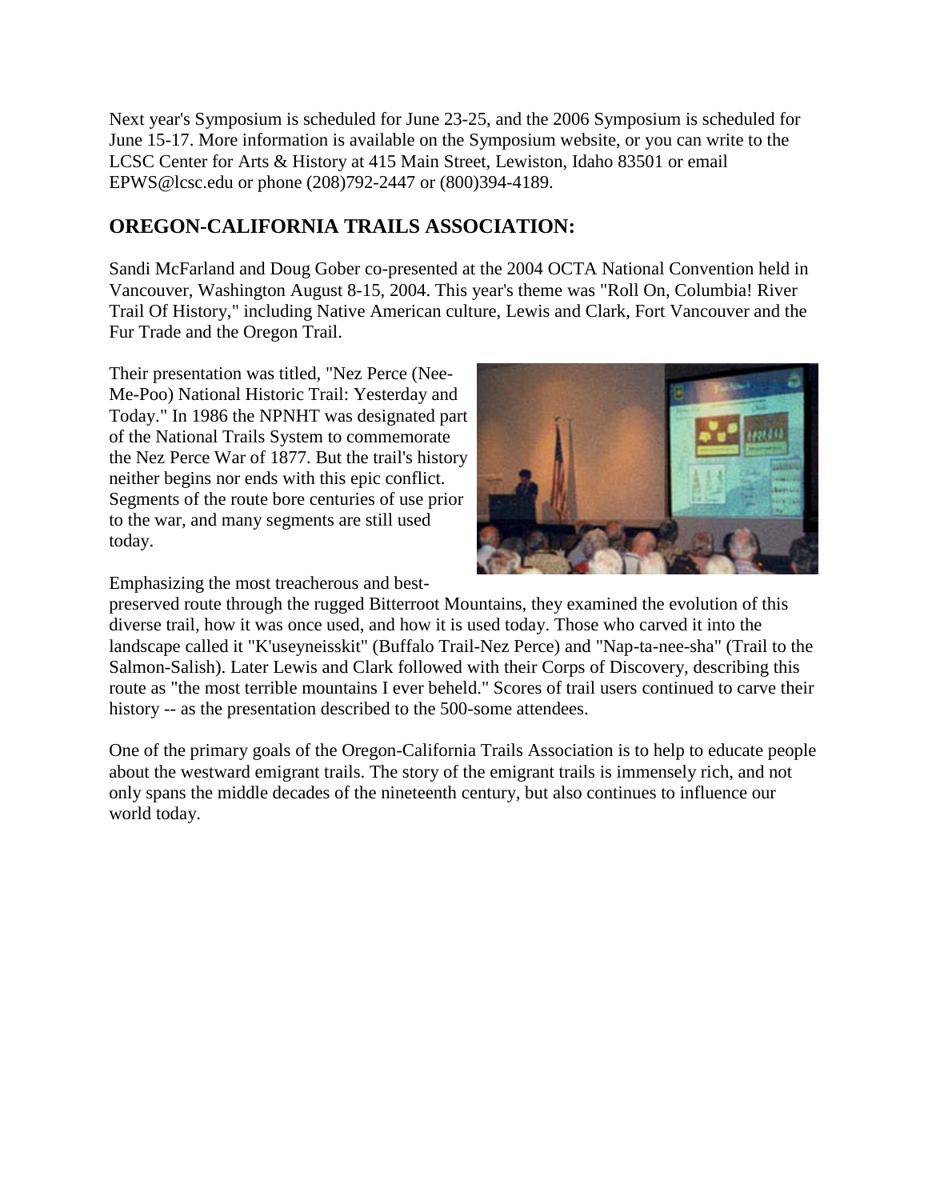Next year's Symposium is scheduled for June 23-25, and the 2006 Symposium is scheduled for June 15-17. More information is available on the Symposium website, or you can write to the LCSC Center for Arts & History at 415 Main Street, Lewiston, Idaho 83501 or email EPWS@lcsc.edu or phone (208)792-2447 or (800)394-4189.

## OREGON-CALIFORNIA TRAILS ASSOCIATION:

Sandi McFarland and Doug Gober co-presented at the 2004 OCTA National Convention held in Vancouver, Washington August 8-15, 2004. This year's theme was "Roll On, Columbia! River Trail Of History," including Native American culture, Lewis and Clark, Fort Vancouver and the Fur Trade and the Oregon Trail.

Their presentation was titled, "Nez Perce (Nee-Me-Poo) National Historic Trail: Yesterday and Today." In 1986 the NPNHT was designated part of the National Trails System to commemorate the Nez Perce War of 1877. But the trail's history neither begins nor ends with this epic conflict. Segments of the route bore centuries of use prior to the war, and many segments are still used today.

Emphasizing the most treacherous and best-preserved route through the rugged Bitterroot Mountains, they examined the evolution of this diverse trail, how it was once used, and how it is used today. Those who carved it into the landscape called it "K'useyneisskit" (Buffalo Trail-Nez Perce) and "Nap-ta-nee-sha" (Trail to the Salmon-Salish). Later Lewis and Clark followed with their Corps of Discovery, describing this route as "the most terrible mountains I ever beheld." Scores of trail users continued to carve their history -- as the presentation described to the 500-some attendees.

One of the primary goals of the Oregon-California Trails Association is to help to educate people about the westward emigrant trails. The story of the emigrant trails is immensely rich, and not only spans the middle decades of the nineteenth century, but also continues to influence our world today.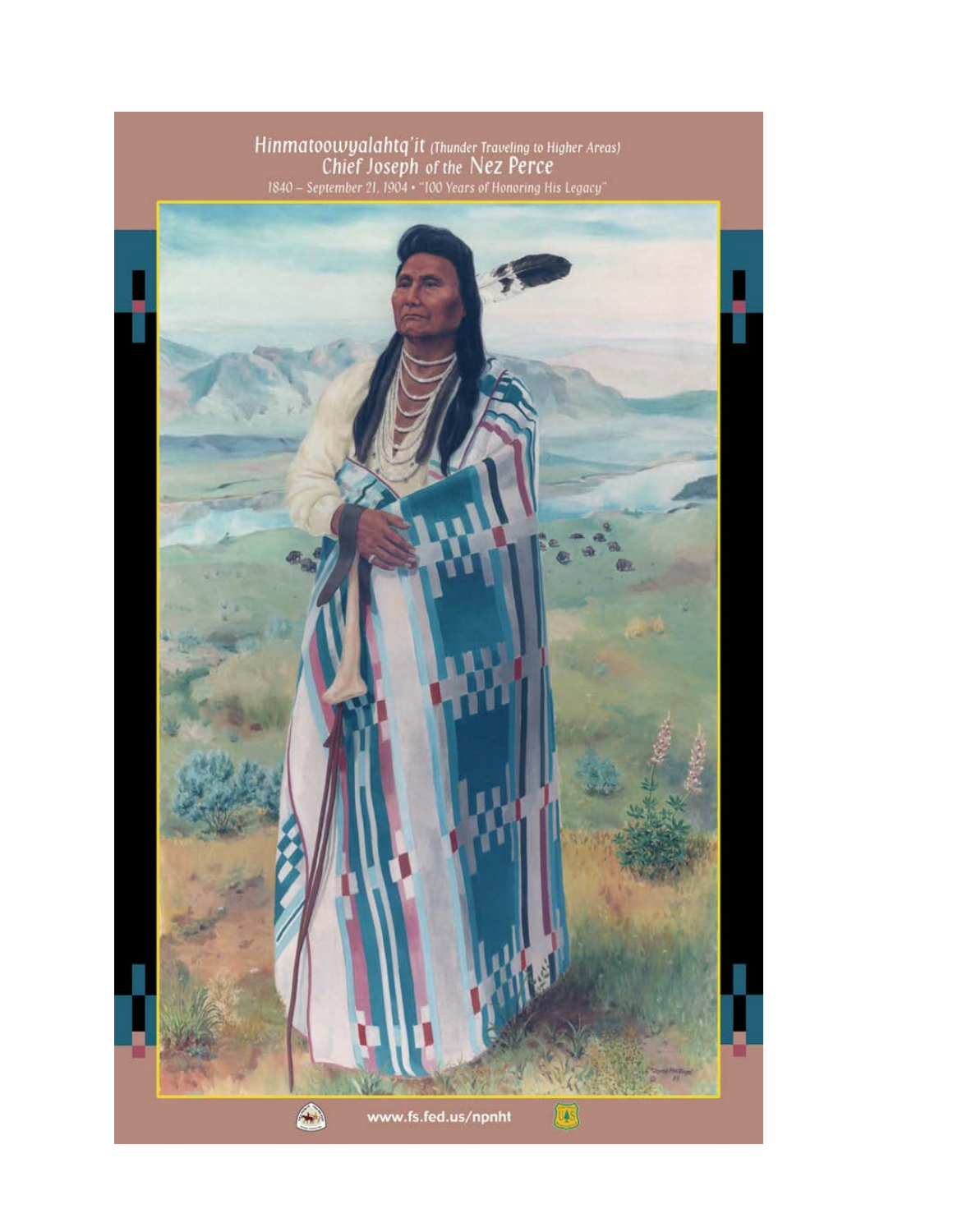# Hinmatoowyalahtq'it *(Thunder Traveling to Higher Areas)*
## Chief Joseph of the Nez Perce

1840 – September 21, 1904 • "100 Years of Honoring His Legacy"

www.fs.fed.us/npnht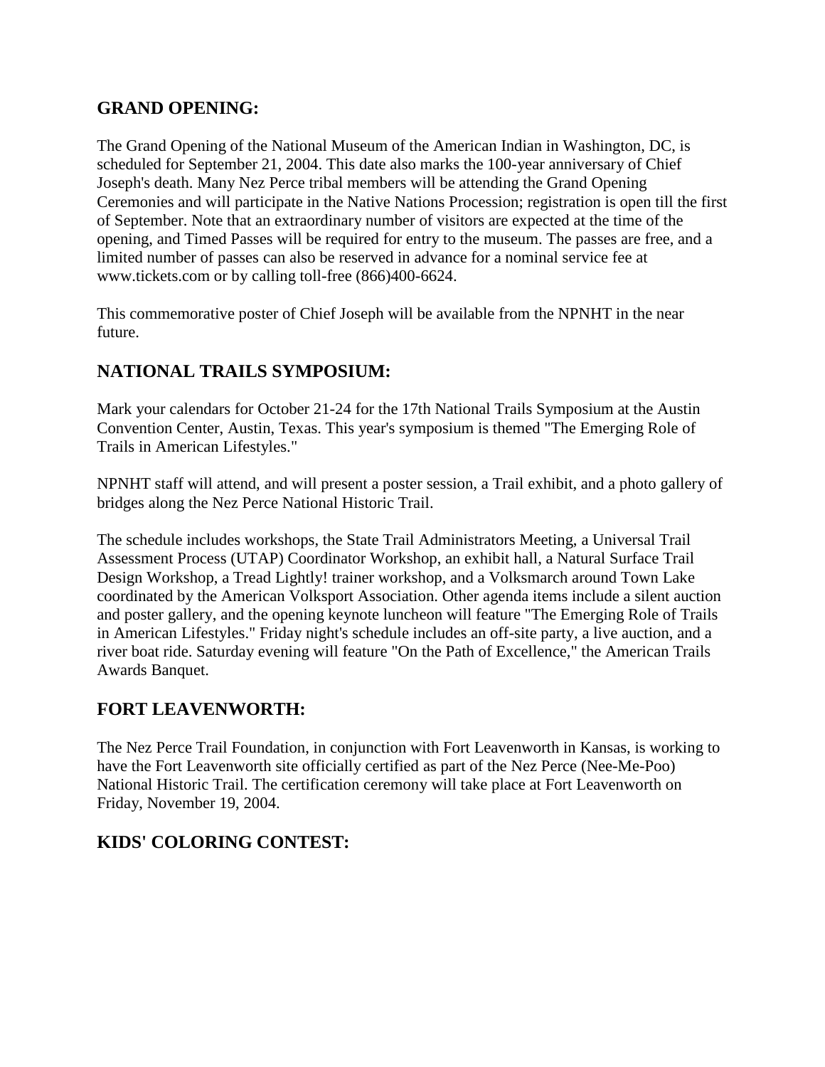## GRAND OPENING:

The Grand Opening of the National Museum of the American Indian in Washington, DC, is scheduled for September 21, 2004. This date also marks the 100-year anniversary of Chief Joseph's death. Many Nez Perce tribal members will be attending the Grand Opening Ceremonies and will participate in the Native Nations Procession; registration is open till the first of September. Note that an extraordinary number of visitors are expected at the time of the opening, and Timed Passes will be required for entry to the museum. The passes are free, and a limited number of passes can also be reserved in advance for a nominal service fee at www.tickets.com or by calling toll-free (866)400-6624.

This commemorative poster of Chief Joseph will be available from the NPNHT in the near future.

## NATIONAL TRAILS SYMPOSIUM:

Mark your calendars for October 21-24 for the 17th National Trails Symposium at the Austin Convention Center, Austin, Texas. This year's symposium is themed "The Emerging Role of Trails in American Lifestyles."

NPNHT staff will attend, and will present a poster session, a Trail exhibit, and a photo gallery of bridges along the Nez Perce National Historic Trail.

The schedule includes workshops, the State Trail Administrators Meeting, a Universal Trail Assessment Process (UTAP) Coordinator Workshop, an exhibit hall, a Natural Surface Trail Design Workshop, a Tread Lightly! trainer workshop, and a Volksmarch around Town Lake coordinated by the American Volksport Association. Other agenda items include a silent auction and poster gallery, and the opening keynote luncheon will feature "The Emerging Role of Trails in American Lifestyles." Friday night's schedule includes an off-site party, a live auction, and a river boat ride. Saturday evening will feature "On the Path of Excellence," the American Trails Awards Banquet.

## FORT LEAVENWORTH:

The Nez Perce Trail Foundation, in conjunction with Fort Leavenworth in Kansas, is working to have the Fort Leavenworth site officially certified as part of the Nez Perce (Nee-Me-Poo) National Historic Trail. The certification ceremony will take place at Fort Leavenworth on Friday, November 19, 2004.

## KIDS' COLORING CONTEST: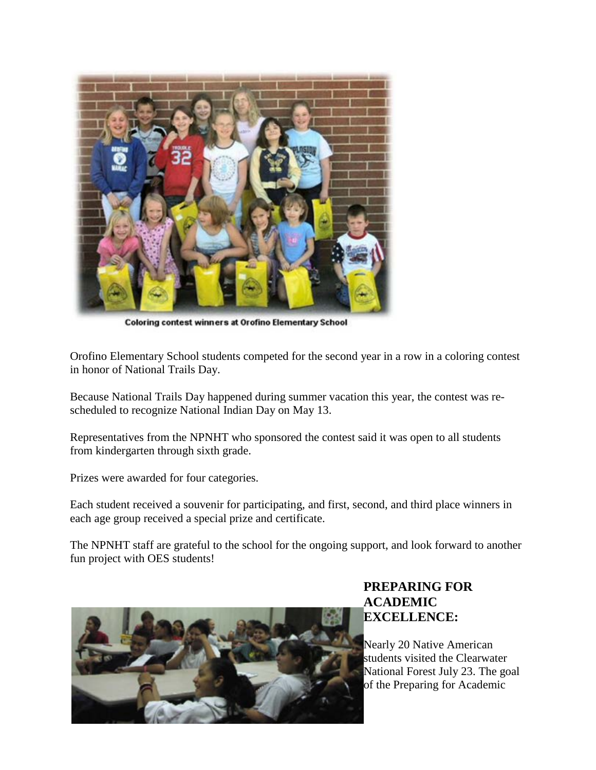Coloring contest winners at Orofino Elementary School

Orofino Elementary School students competed for the second year in a row in a coloring contest in honor of National Trails Day.

Because National Trails Day happened during summer vacation this year, the contest was re-scheduled to recognize National Indian Day on May 13.

Representatives from the NPNHT who sponsored the contest said it was open to all students from kindergarten through sixth grade.

Prizes were awarded for four categories.

Each student received a souvenir for participating, and first, second, and third place winners in each age group received a special prize and certificate.

The NPNHT staff are grateful to the school for the ongoing support, and look forward to another fun project with OES students!

**PREPARING FOR ACADEMIC EXCELLENCE:**

Nearly 20 Native American students visited the Clearwater National Forest July 23. The goal of the Preparing for Academic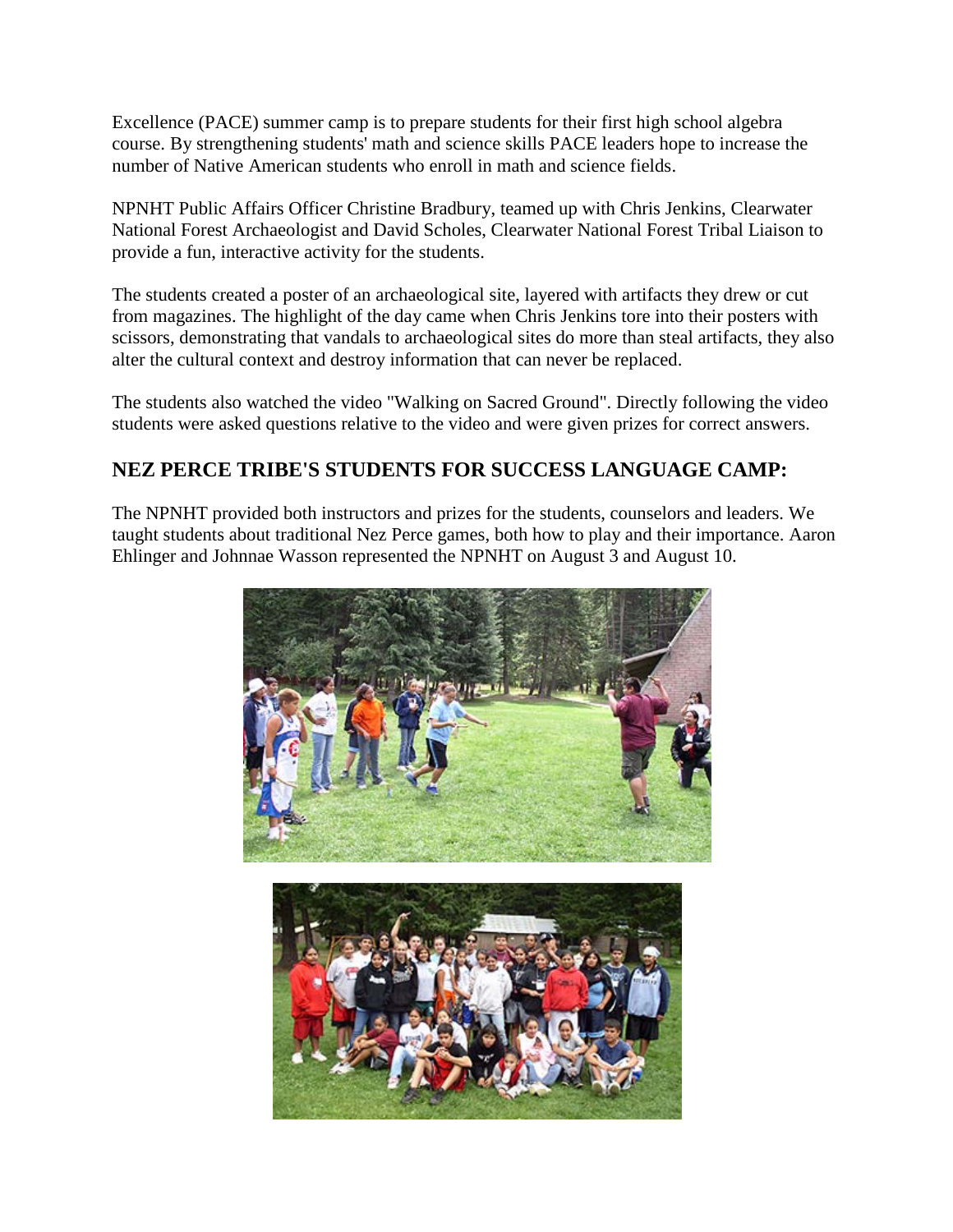Excellence (PACE) summer camp is to prepare students for their first high school algebra course. By strengthening students' math and science skills PACE leaders hope to increase the number of Native American students who enroll in math and science fields.

NPNHT Public Affairs Officer Christine Bradbury, teamed up with Chris Jenkins, Clearwater National Forest Archaeologist and David Scholes, Clearwater National Forest Tribal Liaison to provide a fun, interactive activity for the students.

The students created a poster of an archaeological site, layered with artifacts they drew or cut from magazines. The highlight of the day came when Chris Jenkins tore into their posters with scissors, demonstrating that vandals to archaeological sites do more than steal artifacts, they also alter the cultural context and destroy information that can never be replaced.

The students also watched the video "Walking on Sacred Ground". Directly following the video students were asked questions relative to the video and were given prizes for correct answers.

## NEZ PERCE TRIBE'S STUDENTS FOR SUCCESS LANGUAGE CAMP:

The NPNHT provided both instructors and prizes for the students, counselors and leaders. We taught students about traditional Nez Perce games, both how to play and their importance. Aaron Ehlinger and Johnnae Wasson represented the NPNHT on August 3 and August 10.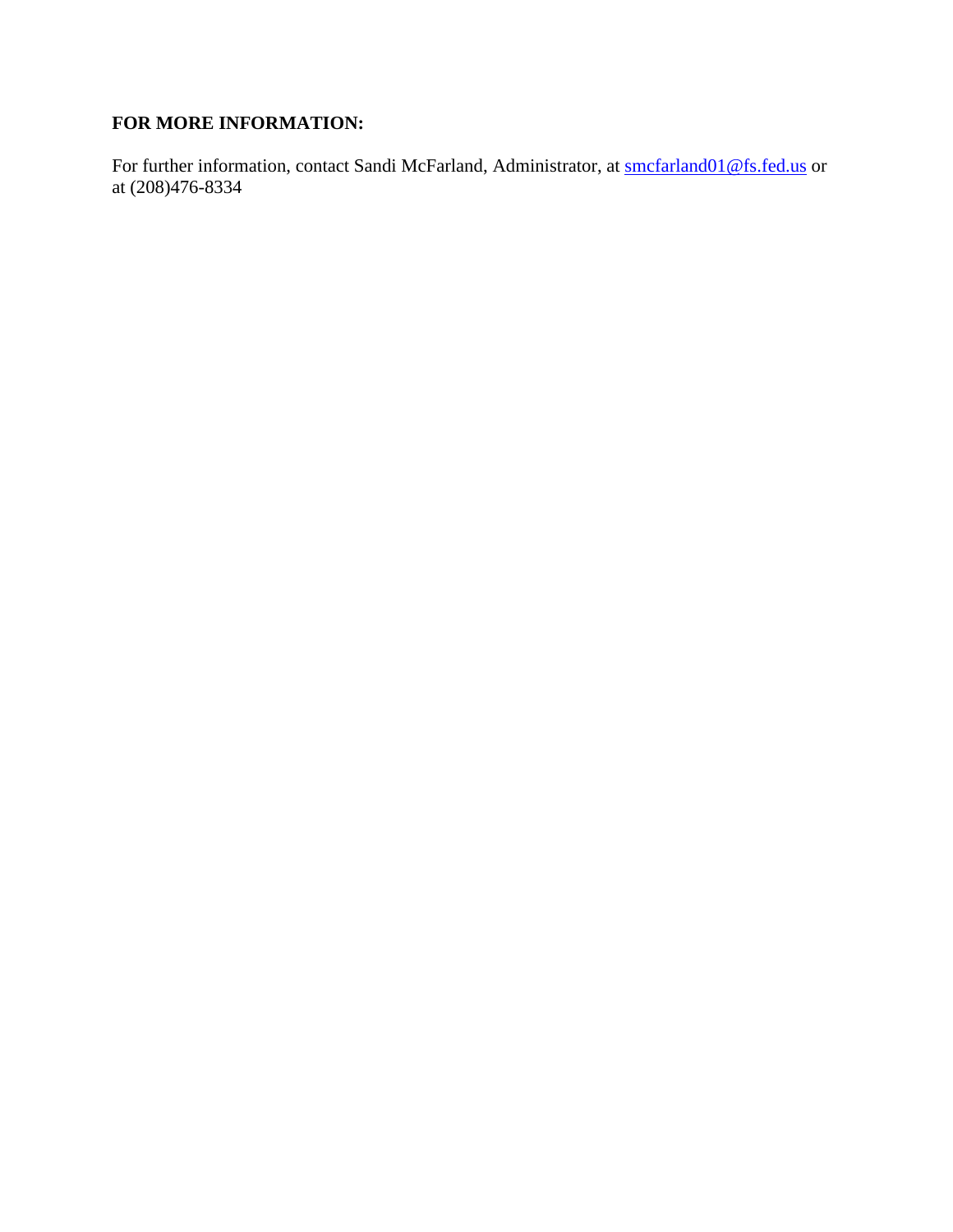**FOR MORE INFORMATION:**

For further information, contact Sandi McFarland, Administrator, at smcfarland01@fs.fed.us or at (208)476-8334